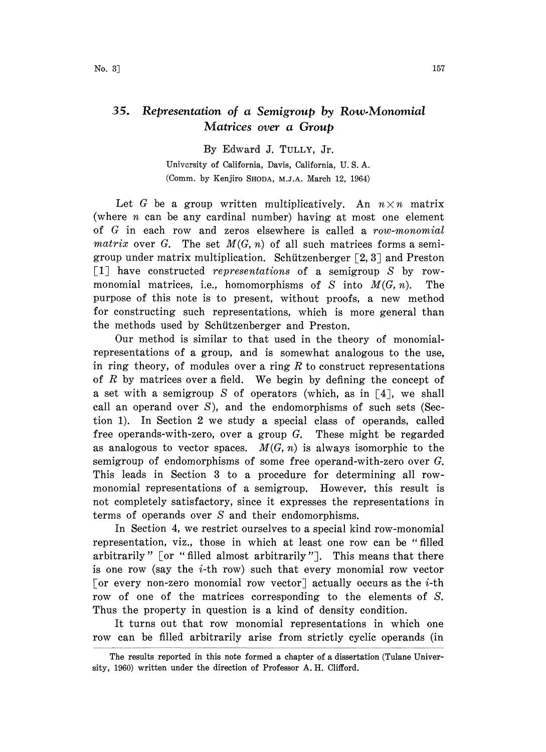# 35. *Representation of a Semigroup by Row-Monomial Matrices over a Group*

By Edward J. TULLY, Jr.

University of California, Davis, California, U. S. A.

(Comm. by Kenjiro SHODA, M.J.A. March 12, 1964)

Let $G$ be a group written multiplicatively. An $n \times n$ matrix (where $n$ can be any cardinal number) having at most one element of $G$ in each row and zeros elsewhere is called a *row-monomial matrix* over $G$. The set $M(G, n)$ of all such matrices forms a semigroup under matrix multiplication. Schützenberger [2, 3] and Preston [1] have constructed *representations* of a semigroup $S$ by row-monomial matrices, i.e., homomorphisms of $S$ into $M(G, n)$. The purpose of this note is to present, without proofs, a new method for constructing such representations, which is more general than the methods used by Schützenberger and Preston.

Our method is similar to that used in the theory of monomial-representations of a group, and is somewhat analogous to the use, in ring theory, of modules over a ring $R$ to construct representations of $R$ by matrices over a field. We begin by defining the concept of a set with a semigroup $S$ of operators (which, as in [4], we shall call an operand over $S$), and the endomorphisms of such sets (Section 1). In Section 2 we study a special class of operands, called free operands-with-zero, over a group $G$. These might be regarded as analogous to vector spaces. $M(G, n)$ is always isomorphic to the semigroup of endomorphisms of some free operand-with-zero over $G$. This leads in Section 3 to a procedure for determining all row-monomial representations of a semigroup. However, this result is not completely satisfactory, since it expresses the representations in terms of operands over $S$ and their endomorphisms.

In Section 4, we restrict ourselves to a special kind row-monomial representation, viz., those in which at least one row can be "filled arbitrarily" [or "filled almost arbitrarily"]. This means that there is one row (say the $i$-th row) such that every monomial row vector [or every non-zero monomial row vector] actually occurs as the $i$-th row of one of the matrices corresponding to the elements of $S$. Thus the property in question is a kind of density condition.

It turns out that row monomial representations in which one row can be filled arbitrarily arise from strictly cyclic operands (in

---

The results reported in this note formed a chapter of a dissertation (Tulane University, 1960) written under the direction of Professor A. H. Clifford.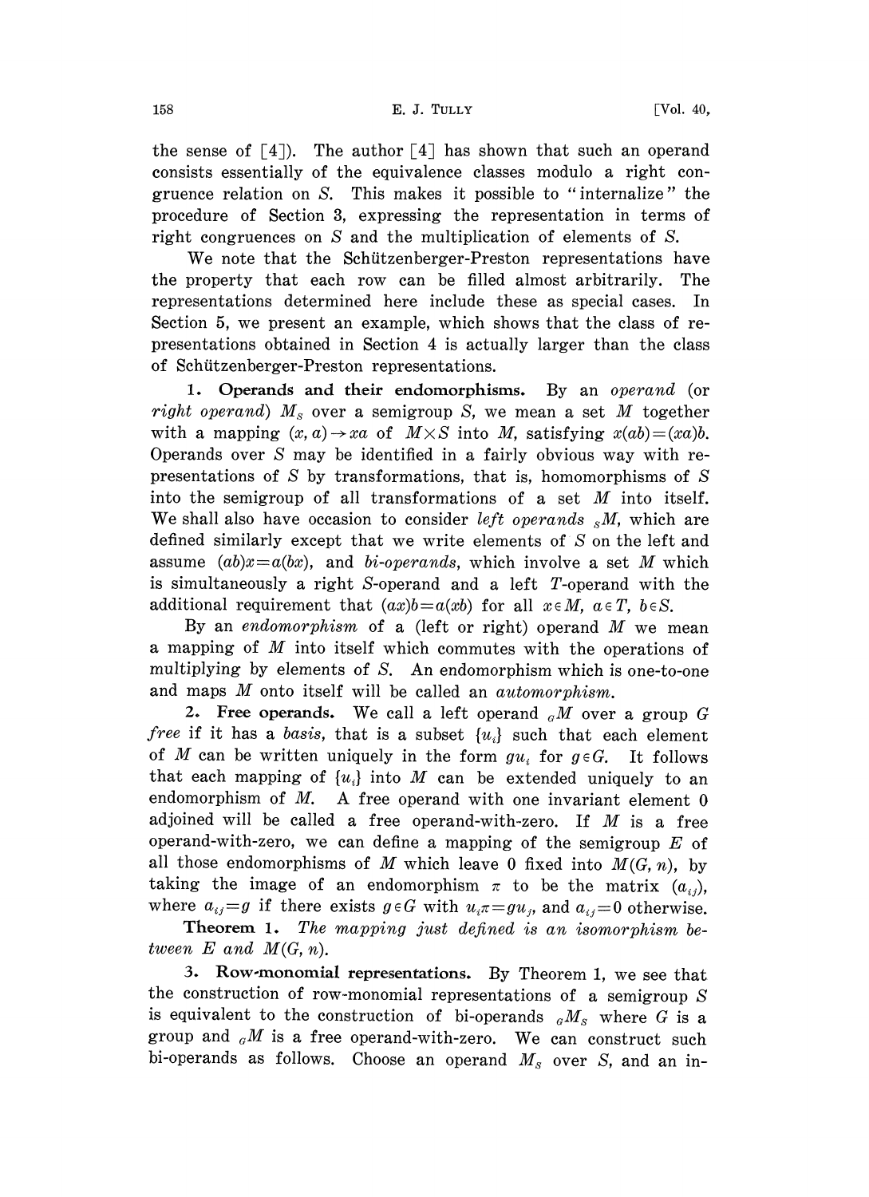the sense of [4]). The author [4] has shown that such an operand consists essentially of the equivalence classes modulo a right congruence relation on $S$. This makes it possible to "internalize" the procedure of Section 3, expressing the representation in terms of right congruences on $S$ and the multiplication of elements of $S$.

We note that the Schützenberger-Preston representations have the property that each row can be filled almost arbitrarily. The representations determined here include these as special cases. In Section 5, we present an example, which shows that the class of representations obtained in Section 4 is actually larger than the class of Schützenberger-Preston representations.

**1. Operands and their endomorphisms.** By an *operand* (or *right operand*) $M_S$ over a semigroup $S$, we mean a set $M$ together with a mapping $(x, a) \rightarrow xa$ of $M \times S$ into $M$, satisfying $x(ab) = (xa)b$. Operands over $S$ may be identified in a fairly obvious way with representations of $S$ by transformations, that is, homomorphisms of $S$ into the semigroup of all transformations of a set $M$ into itself. We shall also have occasion to consider *left operands* ${}_SM$, which are defined similarly except that we write elements of $S$ on the left and assume $(ab)x = a(bx)$, and *bi-operands*, which involve a set $M$ which is simultaneously a right $S$-operand and a left $T$-operand with the additional requirement that $(ax)b = a(xb)$ for all $x \in M$, $a \in T$, $b \in S$.

By an *endomorphism* of a (left or right) operand $M$ we mean a mapping of $M$ into itself which commutes with the operations of multiplying by elements of $S$. An endomorphism which is one-to-one and maps $M$ onto itself will be called an *automorphism*.

**2. Free operands.** We call a left operand ${}_GM$ over a group $G$ *free* if it has a *basis*, that is a subset $\{u_i\}$ such that each element of $M$ can be written uniquely in the form $gu_i$ for $g \in G$. It follows that each mapping of $\{u_i\}$ into $M$ can be extended uniquely to an endomorphism of $M$. A free operand with one invariant element 0 adjoined will be called a free operand-with-zero. If $M$ is a free operand-with-zero, we can define a mapping of the semigroup $E$ of all those endomorphisms of $M$ which leave 0 fixed into $M(G, n)$, by taking the image of an endomorphism $\pi$ to be the matrix $(a_{ij})$, where $a_{ij} = g$ if there exists $g \in G$ with $u_i\pi = gu_j$, and $a_{ij} = 0$ otherwise.

**Theorem 1.** *The mapping just defined is an isomorphism between $E$ and $M(G, n)$.*

**3. Row-monomial representations.** By Theorem 1, we see that the construction of row-monomial representations of a semigroup $S$ is equivalent to the construction of bi-operands ${}_GM_S$ where $G$ is a group and ${}_GM$ is a free operand-with-zero. We can construct such bi-operands as follows. Choose an operand $M_S$ over $S$, and an in-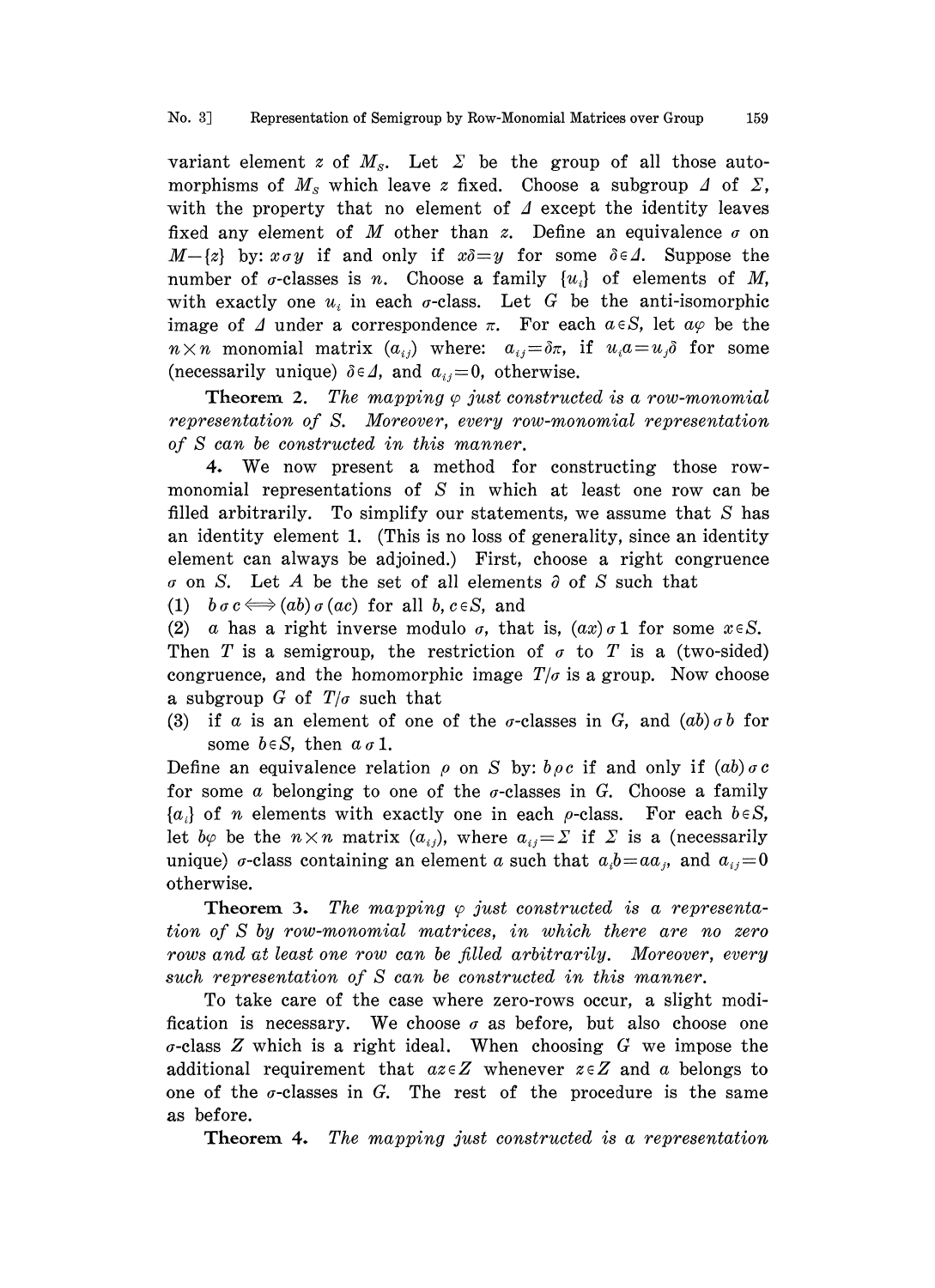variant element $z$ of $M_S$. Let $\Sigma$ be the group of all those automorphisms of $M_S$ which leave $z$ fixed. Choose a subgroup $\Delta$ of $\Sigma$, with the property that no element of $\Delta$ except the identity leaves fixed any element of $M$ other than $z$. Define an equivalence $\sigma$ on $M-\{z\}$ by: $x\sigma y$ if and only if $x\delta=y$ for some $\delta\in\Delta$. Suppose the number of $\sigma$-classes is $n$. Choose a family $\{u_i\}$ of elements of $M$, with exactly one $u_i$ in each $\sigma$-class. Let $G$ be the anti-isomorphic image of $\Delta$ under a correspondence $\pi$. For each $a\in S$, let $a\varphi$ be the $n\times n$ monomial matrix $(a_{ij})$ where: $a_{ij}=\delta\pi$, if $u_i a=u_j\delta$ for some (necessarily unique) $\delta\in\Delta$, and $a_{ij}=0$, otherwise.

**Theorem 2.** *The mapping $\varphi$ just constructed is a row-monomial representation of $S$. Moreover, every row-monomial representation of $S$ can be constructed in this manner.*

**4.** We now present a method for constructing those row-monomial representations of $S$ in which at least one row can be filled arbitrarily. To simplify our statements, we assume that $S$ has an identity element 1. (This is no loss of generality, since an identity element can always be adjoined.) First, choose a right congruence $\sigma$ on $S$. Let $A$ be the set of all elements $\partial$ of $S$ such that

(1) $b\,\sigma\, c \Longleftrightarrow (ab)\,\sigma\,(ac)$ for all $b, c\in S$, and

(2) $a$ has a right inverse modulo $\sigma$, that is, $(ax)\,\sigma\, 1$ for some $x\in S$.

Then $T$ is a semigroup, the restriction of $\sigma$ to $T$ is a (two-sided) congruence, and the homomorphic image $T/\sigma$ is a group. Now choose a subgroup $G$ of $T/\sigma$ such that

(3) if $a$ is an element of one of the $\sigma$-classes in $G$, and $(ab)\,\sigma\, b$ for some $b\in S$, then $a\,\sigma\, 1$.

Define an equivalence relation $\rho$ on $S$ by: $b\rho c$ if and only if $(ab)\,\sigma\, c$ for some $a$ belonging to one of the $\sigma$-classes in $G$. Choose a family $\{a_i\}$ of $n$ elements with exactly one in each $\rho$-class. For each $b\in S$, let $b\varphi$ be the $n\times n$ matrix $(a_{ij})$, where $a_{ij}=\Sigma$ if $\Sigma$ is a (necessarily unique) $\sigma$-class containing an element $a$ such that $a_i b=aa_j$, and $a_{ij}=0$ otherwise.

**Theorem 3.** *The mapping $\varphi$ just constructed is a representation of $S$ by row-monomial matrices, in which there are no zero rows and at least one row can be filled arbitrarily. Moreover, every such representation of $S$ can be constructed in this manner.*

To take care of the case where zero-rows occur, a slight modification is necessary. We choose $\sigma$ as before, but also choose one $\sigma$-class $Z$ which is a right ideal. When choosing $G$ we impose the additional requirement that $az\in Z$ whenever $z\in Z$ and $a$ belongs to one of the $\sigma$-classes in $G$. The rest of the procedure is the same as before.

**Theorem 4.** *The mapping just constructed is a representation*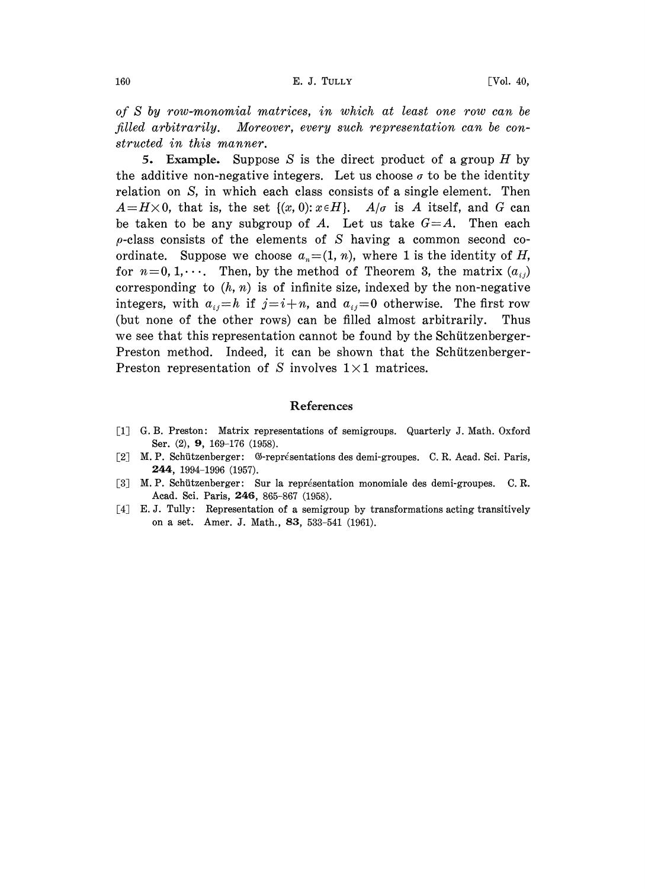*of S by row-monomial matrices, in which at least one row can be filled arbitrarily. Moreover, every such representation can be constructed in this manner.*

**5. Example.** Suppose $S$ is the direct product of a group $H$ by the additive non-negative integers. Let us choose $\sigma$ to be the identity relation on $S$, in which each class consists of a single element. Then $A = H \times 0$, that is, the set $\{(x, 0) : x \in H\}$. $A/\sigma$ is $A$ itself, and $G$ can be taken to be any subgroup of $A$. Let us take $G = A$. Then each $\rho$-class consists of the elements of $S$ having a common second co-ordinate. Suppose we choose $a_n = (1, n)$, where 1 is the identity of $H$, for $n = 0, 1, \cdots$. Then, by the method of Theorem 3, the matrix $(a_{ij})$ corresponding to $(h, n)$ is of infinite size, indexed by the non-negative integers, with $a_{ij} = h$ if $j = i + n$, and $a_{ij} = 0$ otherwise. The first row (but none of the other rows) can be filled almost arbitrarily. Thus we see that this representation cannot be found by the Schützenberger-Preston method. Indeed, it can be shown that the Schützenberger-Preston representation of $S$ involves $1 \times 1$ matrices.

## References

[1] G. B. Preston: Matrix representations of semigroups. Quarterly J. Math. Oxford Ser. (2), **9**, 169–176 (1958).

[2] M. P. Schützenberger: 𝔖-représentations des demi-groupes. C. R. Acad. Sci. Paris, **244**, 1994–1996 (1957).

[3] M. P. Schützenberger: Sur la représentation monomiale des demi-groupes. C. R. Acad. Sci. Paris, **246**, 865–867 (1958).

[4] E. J. Tully: Representation of a semigroup by transformations acting transitively on a set. Amer. J. Math., **83**, 533–541 (1961).